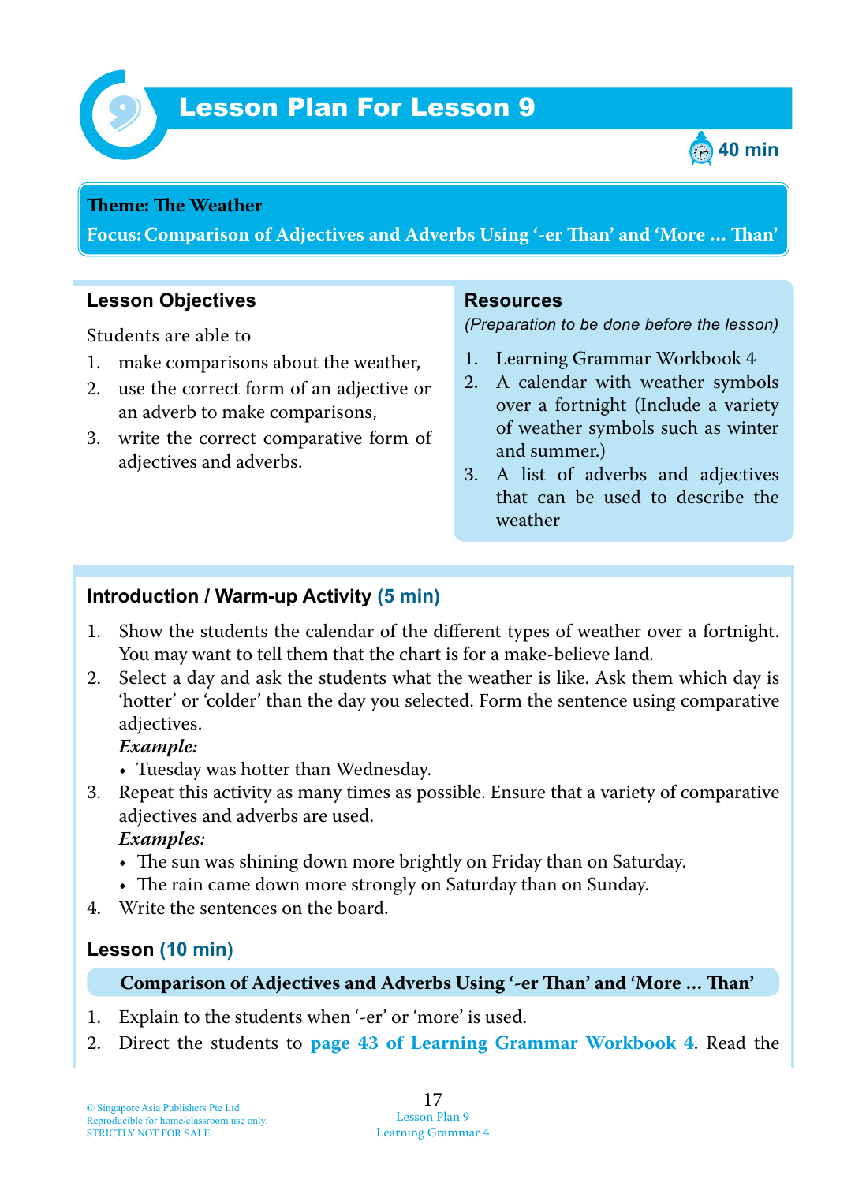# Lesson Plan For Lesson 9

40 min

**Theme: The Weather**

**Focus: Comparison of Adjectives and Adverbs Using '-er Than' and 'More … Than'**

## Lesson Objectives

Students are able to

1. make comparisons about the weather,
2. use the correct form of an adjective or an adverb to make comparisons,
3. write the correct comparative form of adjectives and adverbs.

## Resources

*(Preparation to be done before the lesson)*

1. Learning Grammar Workbook 4
2. A calendar with weather symbols over a fortnight (Include a variety of weather symbols such as winter and summer.)
3. A list of adverbs and adjectives that can be used to describe the weather

## Introduction / Warm-up Activity (5 min)

1. Show the students the calendar of the different types of weather over a fortnight. You may want to tell them that the chart is for a make-believe land.
2. Select a day and ask the students what the weather is like. Ask them which day is 'hotter' or 'colder' than the day you selected. Form the sentence using comparative adjectives.

   ***Example:***
   - Tuesday was hotter than Wednesday.
3. Repeat this activity as many times as possible. Ensure that a variety of comparative adjectives and adverbs are used.

   ***Examples:***
   - The sun was shining down more brightly on Friday than on Saturday.
   - The rain came down more strongly on Saturday than on Sunday.
4. Write the sentences on the board.

## Lesson (10 min)

**Comparison of Adjectives and Adverbs Using '-er Than' and 'More … Than'**

1. Explain to the students when '-er' or 'more' is used.
2. Direct the students to **page 43 of Learning Grammar Workbook 4**. Read the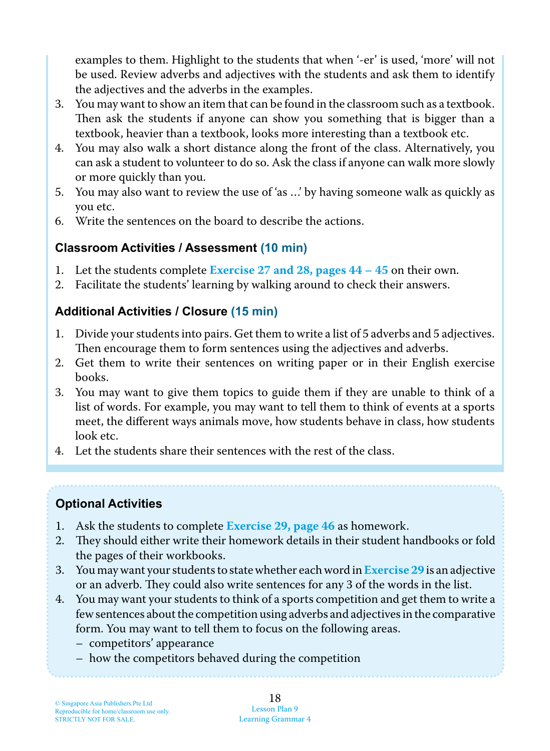examples to them. Highlight to the students that when '-er' is used, 'more' will not be used. Review adverbs and adjectives with the students and ask them to identify the adjectives and the adverbs in the examples.

3. You may want to show an item that can be found in the classroom such as a textbook. Then ask the students if anyone can show you something that is bigger than a textbook, heavier than a textbook, looks more interesting than a textbook etc.
4. You may also walk a short distance along the front of the class. Alternatively, you can ask a student to volunteer to do so. Ask the class if anyone can walk more slowly or more quickly than you.
5. You may also want to review the use of 'as …' by having someone walk as quickly as you etc.
6. Write the sentences on the board to describe the actions.

### Classroom Activities / Assessment (10 min)

1. Let the students complete **Exercise 27 and 28, pages 44 – 45** on their own.
2. Facilitate the students' learning by walking around to check their answers.

### Additional Activities / Closure (15 min)

1. Divide your students into pairs. Get them to write a list of 5 adverbs and 5 adjectives. Then encourage them to form sentences using the adjectives and adverbs.
2. Get them to write their sentences on writing paper or in their English exercise books.
3. You may want to give them topics to guide them if they are unable to think of a list of words. For example, you may want to tell them to think of events at a sports meet, the different ways animals move, how students behave in class, how students look etc.
4. Let the students share their sentences with the rest of the class.

### Optional Activities

1. Ask the students to complete **Exercise 29, page 46** as homework.
2. They should either write their homework details in their student handbooks or fold the pages of their workbooks.
3. You may want your students to state whether each word in **Exercise 29** is an adjective or an adverb. They could also write sentences for any 3 of the words in the list.
4. You may want your students to think of a sports competition and get them to write a few sentences about the competition using adverbs and adjectives in the comparative form. You may want to tell them to focus on the following areas.
   – competitors' appearance
   – how the competitors behaved during the competition